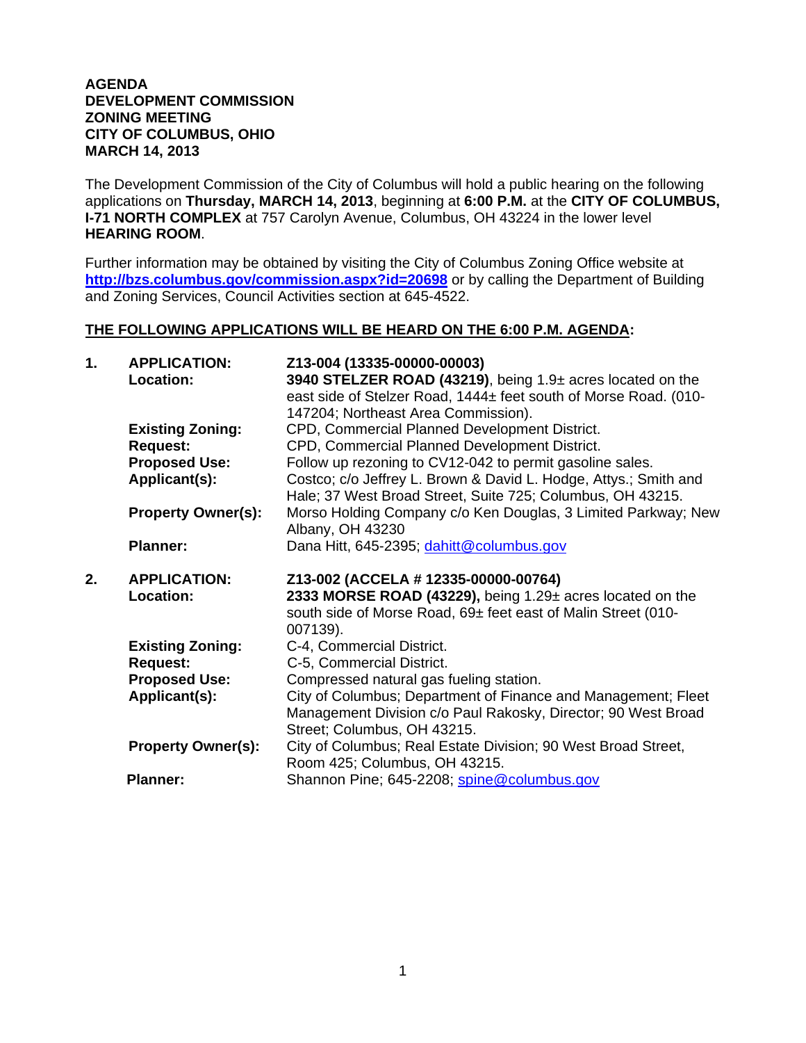**AGENDA**
**DEVELOPMENT COMMISSION**
**ZONING MEETING**
**CITY OF COLUMBUS, OHIO**
**MARCH 14, 2013**

The Development Commission of the City of Columbus will hold a public hearing on the following applications on **Thursday, MARCH 14, 2013**, beginning at **6:00 P.M.** at the **CITY OF COLUMBUS, I-71 NORTH COMPLEX** at 757 Carolyn Avenue, Columbus, OH 43224 in the lower level **HEARING ROOM**.

Further information may be obtained by visiting the City of Columbus Zoning Office website at **http://bzs.columbus.gov/commission.aspx?id=20698** or by calling the Department of Building and Zoning Services, Council Activities section at 645-4522.

**THE FOLLOWING APPLICATIONS WILL BE HEARD ON THE 6:00 P.M. AGENDA:**

**1. APPLICATION:** **Z13-004 (13335-00000-00003)**
**Location:** **3940 STELZER ROAD (43219)**, being 1.9± acres located on the east side of Stelzer Road, 1444± feet south of Morse Road. (010-147204; Northeast Area Commission).
**Existing Zoning:** CPD, Commercial Planned Development District.
**Request:** CPD, Commercial Planned Development District.
**Proposed Use:** Follow up rezoning to CV12-042 to permit gasoline sales.
**Applicant(s):** Costco; c/o Jeffrey L. Brown & David L. Hodge, Attys.; Smith and Hale; 37 West Broad Street, Suite 725; Columbus, OH 43215.
**Property Owner(s):** Morso Holding Company c/o Ken Douglas, 3 Limited Parkway; New Albany, OH 43230
**Planner:** Dana Hitt, 645-2395; dahitt@columbus.gov

**2. APPLICATION:** **Z13-002 (ACCELA # 12335-00000-00764)**
**Location:** **2333 MORSE ROAD (43229),** being 1.29± acres located on the south side of Morse Road, 69± feet east of Malin Street (010-007139).
**Existing Zoning:** C-4, Commercial District.
**Request:** C-5, Commercial District.
**Proposed Use:** Compressed natural gas fueling station.
**Applicant(s):** City of Columbus; Department of Finance and Management; Fleet Management Division c/o Paul Rakosky, Director; 90 West Broad Street; Columbus, OH 43215.
**Property Owner(s):** City of Columbus; Real Estate Division; 90 West Broad Street, Room 425; Columbus, OH 43215.
**Planner:** Shannon Pine; 645-2208; spine@columbus.gov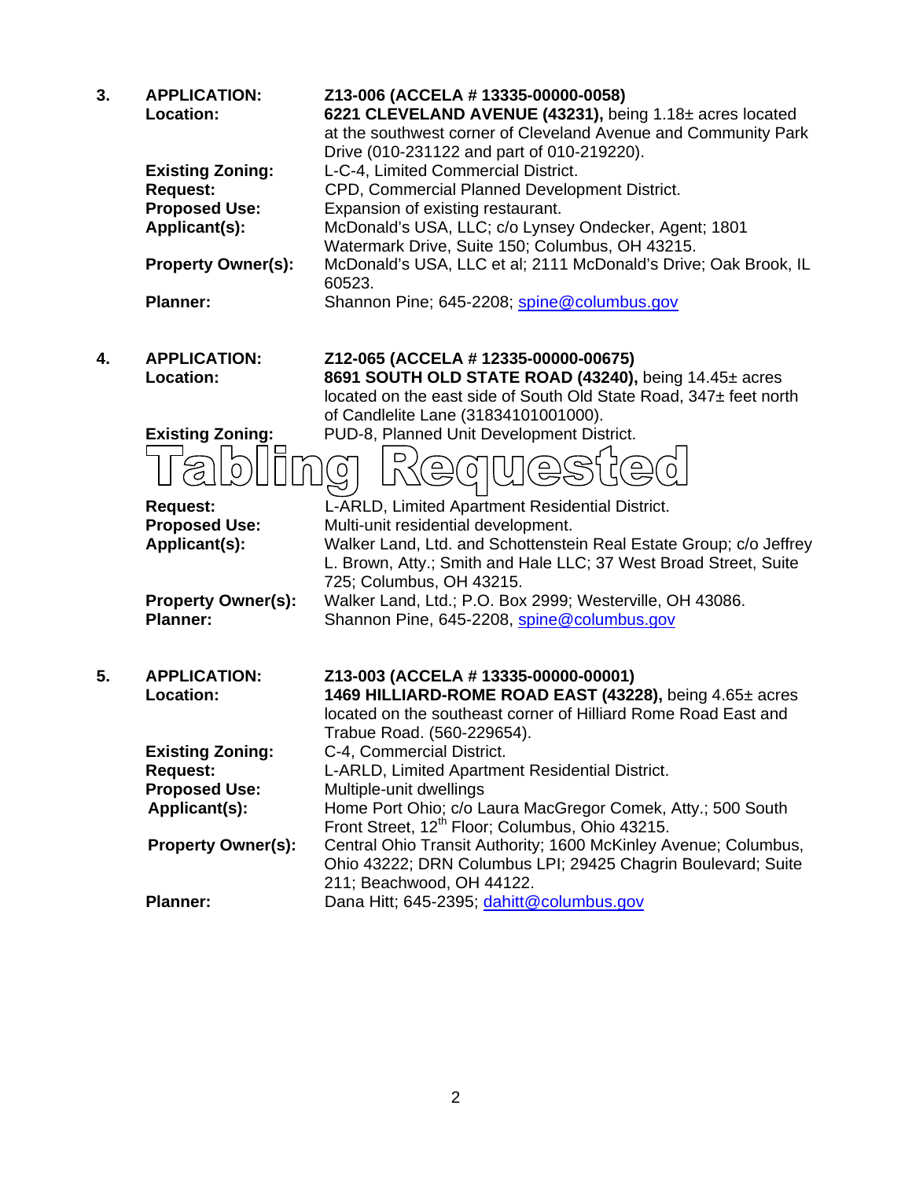3. **APPLICATION:** **Z13-006 (ACCELA # 13335-00000-0058)**
   **Location:** **6221 CLEVELAND AVENUE (43231),** being 1.18± acres located at the southwest corner of Cleveland Avenue and Community Park Drive (010-231122 and part of 010-219220).
   **Existing Zoning:** L-C-4, Limited Commercial District.
   **Request:** CPD, Commercial Planned Development District.
   **Proposed Use:** Expansion of existing restaurant.
   **Applicant(s):** McDonald's USA, LLC; c/o Lynsey Ondecker, Agent; 1801 Watermark Drive, Suite 150; Columbus, OH 43215.
   **Property Owner(s):** McDonald's USA, LLC et al; 2111 McDonald's Drive; Oak Brook, IL 60523.
   **Planner:** Shannon Pine; 645-2208; spine@columbus.gov

4. **APPLICATION:** **Z12-065 (ACCELA # 12335-00000-00675)**
   **Location:** **8691 SOUTH OLD STATE ROAD (43240),** being 14.45± acres located on the east side of South Old State Road, 347± feet north of Candlelite Lane (31834101001000).
   **Existing Zoning:** PUD-8, Planned Unit Development District.

   **Tabling Requested**

   **Request:** L-ARLD, Limited Apartment Residential District.
   **Proposed Use:** Multi-unit residential development.
   **Applicant(s):** Walker Land, Ltd. and Schottenstein Real Estate Group; c/o Jeffrey L. Brown, Atty.; Smith and Hale LLC; 37 West Broad Street, Suite 725; Columbus, OH 43215.
   **Property Owner(s):** Walker Land, Ltd.; P.O. Box 2999; Westerville, OH 43086.
   **Planner:** Shannon Pine, 645-2208, spine@columbus.gov

5. **APPLICATION:** **Z13-003 (ACCELA # 13335-00000-00001)**
   **Location:** **1469 HILLIARD-ROME ROAD EAST (43228),** being 4.65± acres located on the southeast corner of Hilliard Rome Road East and Trabue Road. (560-229654).
   **Existing Zoning:** C-4, Commercial District.
   **Request:** L-ARLD, Limited Apartment Residential District.
   **Proposed Use:** Multiple-unit dwellings
   **Applicant(s):** Home Port Ohio; c/o Laura MacGregor Comek, Atty.; 500 South Front Street, 12th Floor; Columbus, Ohio 43215.
   **Property Owner(s):** Central Ohio Transit Authority; 1600 McKinley Avenue; Columbus, Ohio 43222; DRN Columbus LPI; 29425 Chagrin Boulevard; Suite 211; Beachwood, OH 44122.
   **Planner:** Dana Hitt; 645-2395; dahitt@columbus.gov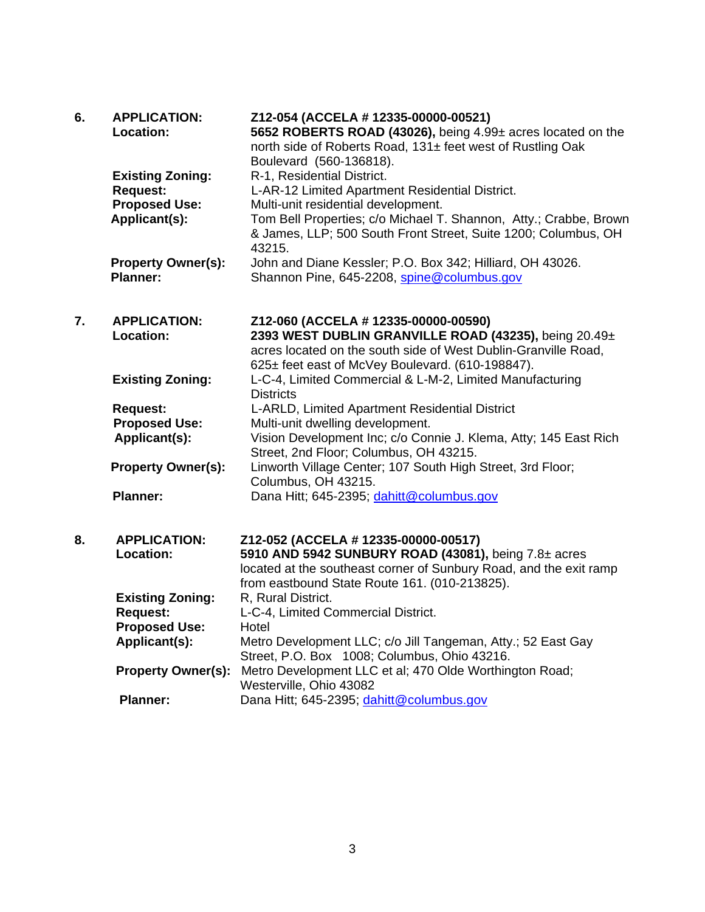6. **APPLICATION:** **Z12-054 (ACCELA # 12335-00000-00521)**
   **Location:** **5652 ROBERTS ROAD (43026),** being 4.99± acres located on the north side of Roberts Road, 131± feet west of Rustling Oak Boulevard (560-136818).
   **Existing Zoning:** R-1, Residential District.
   **Request:** L-AR-12 Limited Apartment Residential District.
   **Proposed Use:** Multi-unit residential development.
   **Applicant(s):** Tom Bell Properties; c/o Michael T. Shannon, Atty.; Crabbe, Brown & James, LLP; 500 South Front Street, Suite 1200; Columbus, OH 43215.
   **Property Owner(s):** John and Diane Kessler; P.O. Box 342; Hilliard, OH 43026.
   **Planner:** Shannon Pine, 645-2208, spine@columbus.gov

7. **APPLICATION:** **Z12-060 (ACCELA # 12335-00000-00590)**
   **Location:** **2393 WEST DUBLIN GRANVILLE ROAD (43235),** being 20.49± acres located on the south side of West Dublin-Granville Road, 625± feet east of McVey Boulevard. (610-198847).
   **Existing Zoning:** L-C-4, Limited Commercial & L-M-2, Limited Manufacturing Districts
   **Request:** L-ARLD, Limited Apartment Residential District
   **Proposed Use:** Multi-unit dwelling development.
   **Applicant(s):** Vision Development Inc; c/o Connie J. Klema, Atty; 145 East Rich Street, 2nd Floor; Columbus, OH 43215.
   **Property Owner(s):** Linworth Village Center; 107 South High Street, 3rd Floor; Columbus, OH 43215.
   **Planner:** Dana Hitt; 645-2395; dahitt@columbus.gov

8. **APPLICATION:** **Z12-052 (ACCELA # 12335-00000-00517)**
   **Location:** **5910 AND 5942 SUNBURY ROAD (43081),** being 7.8± acres located at the southeast corner of Sunbury Road, and the exit ramp from eastbound State Route 161. (010-213825).
   **Existing Zoning:** R, Rural District.
   **Request:** L-C-4, Limited Commercial District.
   **Proposed Use:** Hotel
   **Applicant(s):** Metro Development LLC; c/o Jill Tangeman, Atty.; 52 East Gay Street, P.O. Box 1008; Columbus, Ohio 43216.
   **Property Owner(s):** Metro Development LLC et al; 470 Olde Worthington Road; Westerville, Ohio 43082
   **Planner:** Dana Hitt; 645-2395; dahitt@columbus.gov